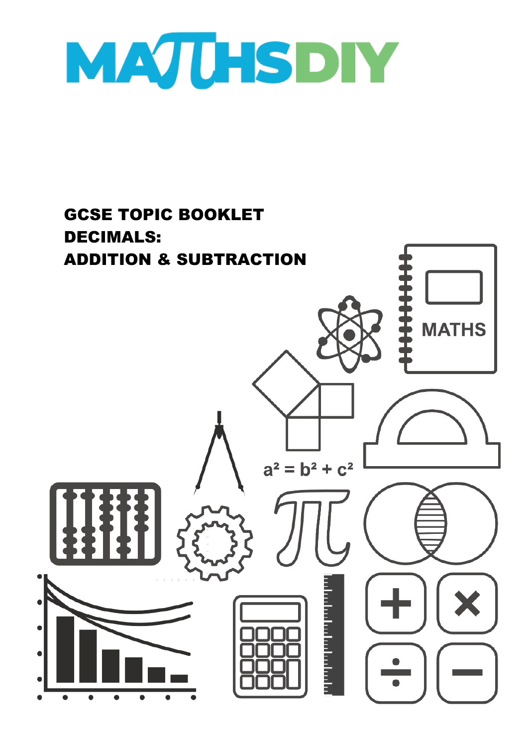# MATHSDIY

## GCSE TOPIC BOOKLET
## DECIMALS:
## ADDITION & SUBTRACTION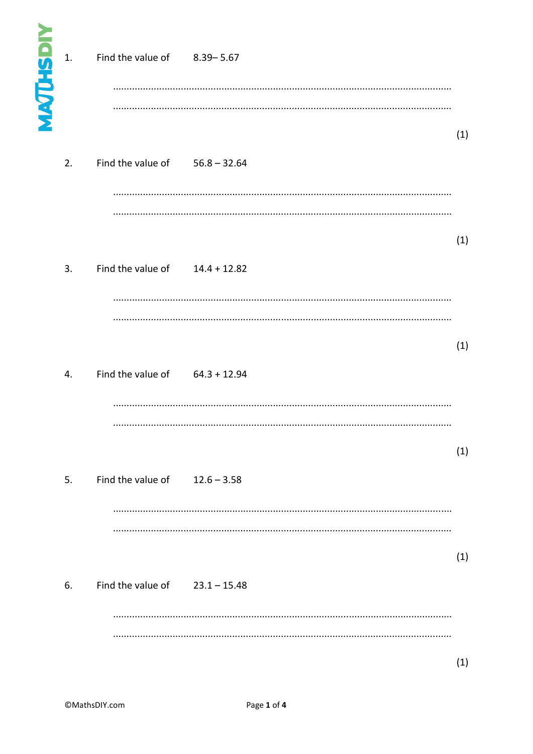1. Find the value of $8.39 - 5.67$

..........................................................................................................................

..........................................................................................................................

(1)

2. Find the value of $56.8 - 32.64$

..........................................................................................................................

..........................................................................................................................

(1)

3. Find the value of $14.4 + 12.82$

..........................................................................................................................

..........................................................................................................................

(1)

4. Find the value of $64.3 + 12.94$

..........................................................................................................................

..........................................................................................................................

(1)

5. Find the value of $12.6 - 3.58$

..........................................................................................................................

..........................................................................................................................

(1)

6. Find the value of $23.1 - 15.48$

..........................................................................................................................

..........................................................................................................................

(1)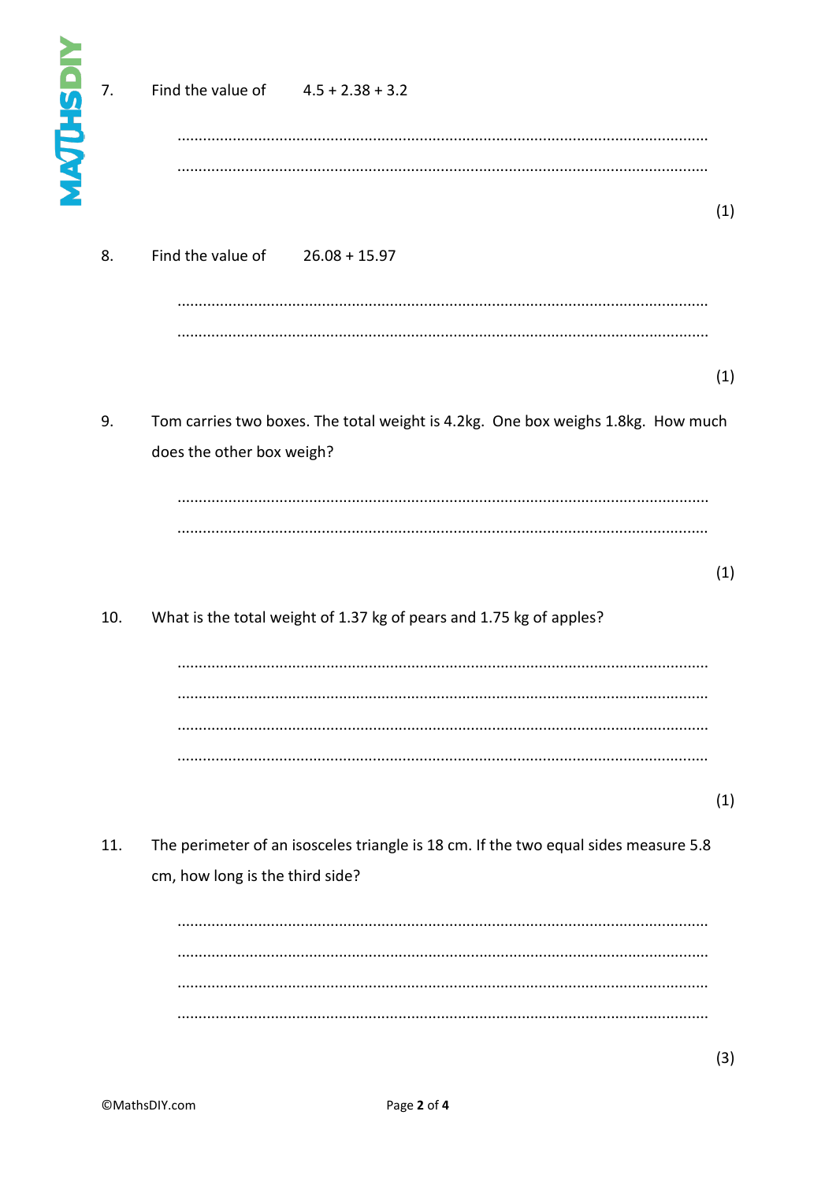7. Find the value of $4.5 + 2.38 + 3.2$

..........................................................................................................................

..........................................................................................................................

(1)

8. Find the value of $26.08 + 15.97$

..........................................................................................................................

..........................................................................................................................

(1)

9. Tom carries two boxes. The total weight is 4.2kg. One box weighs 1.8kg. How much does the other box weigh?

..........................................................................................................................

..........................................................................................................................

(1)

10. What is the total weight of 1.37 kg of pears and 1.75 kg of apples?

..........................................................................................................................

..........................................................................................................................

..........................................................................................................................

..........................................................................................................................

(1)

11. The perimeter of an isosceles triangle is 18 cm. If the two equal sides measure 5.8 cm, how long is the third side?

..........................................................................................................................

..........................................................................................................................

..........................................................................................................................

..........................................................................................................................

(3)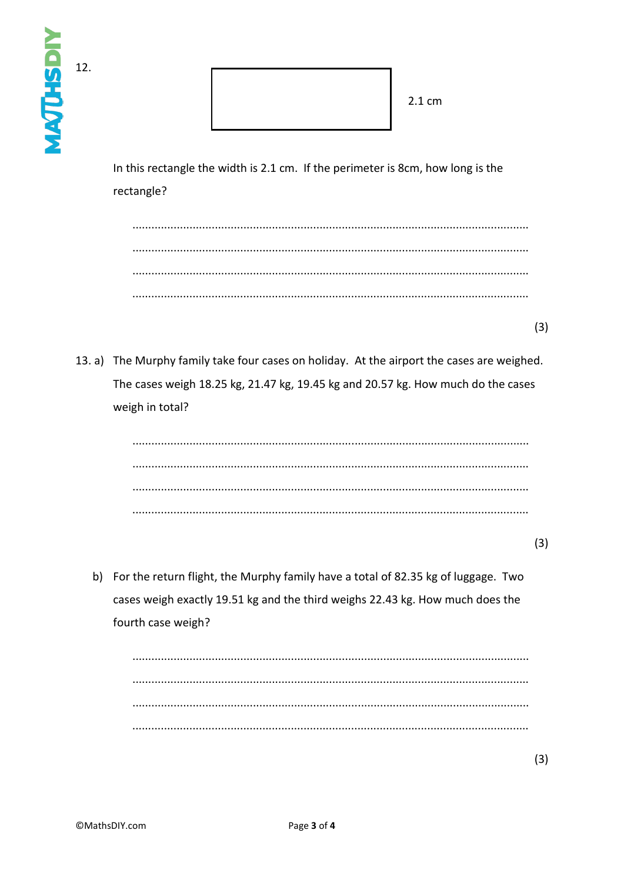12.

2.1 cm

In this rectangle the width is 2.1 cm. If the perimeter is 8cm, how long is the rectangle?

..........................................................................................................................

..........................................................................................................................

..........................................................................................................................

..........................................................................................................................

(3)

13. a) The Murphy family take four cases on holiday. At the airport the cases are weighed. The cases weigh 18.25 kg, 21.47 kg, 19.45 kg and 20.57 kg. How much do the cases weigh in total?

..........................................................................................................................

..........................................................................................................................

..........................................................................................................................

..........................................................................................................................

(3)

b) For the return flight, the Murphy family have a total of 82.35 kg of luggage. Two cases weigh exactly 19.51 kg and the third weighs 22.43 kg. How much does the fourth case weigh?

..........................................................................................................................

..........................................................................................................................

..........................................................................................................................

..........................................................................................................................

(3)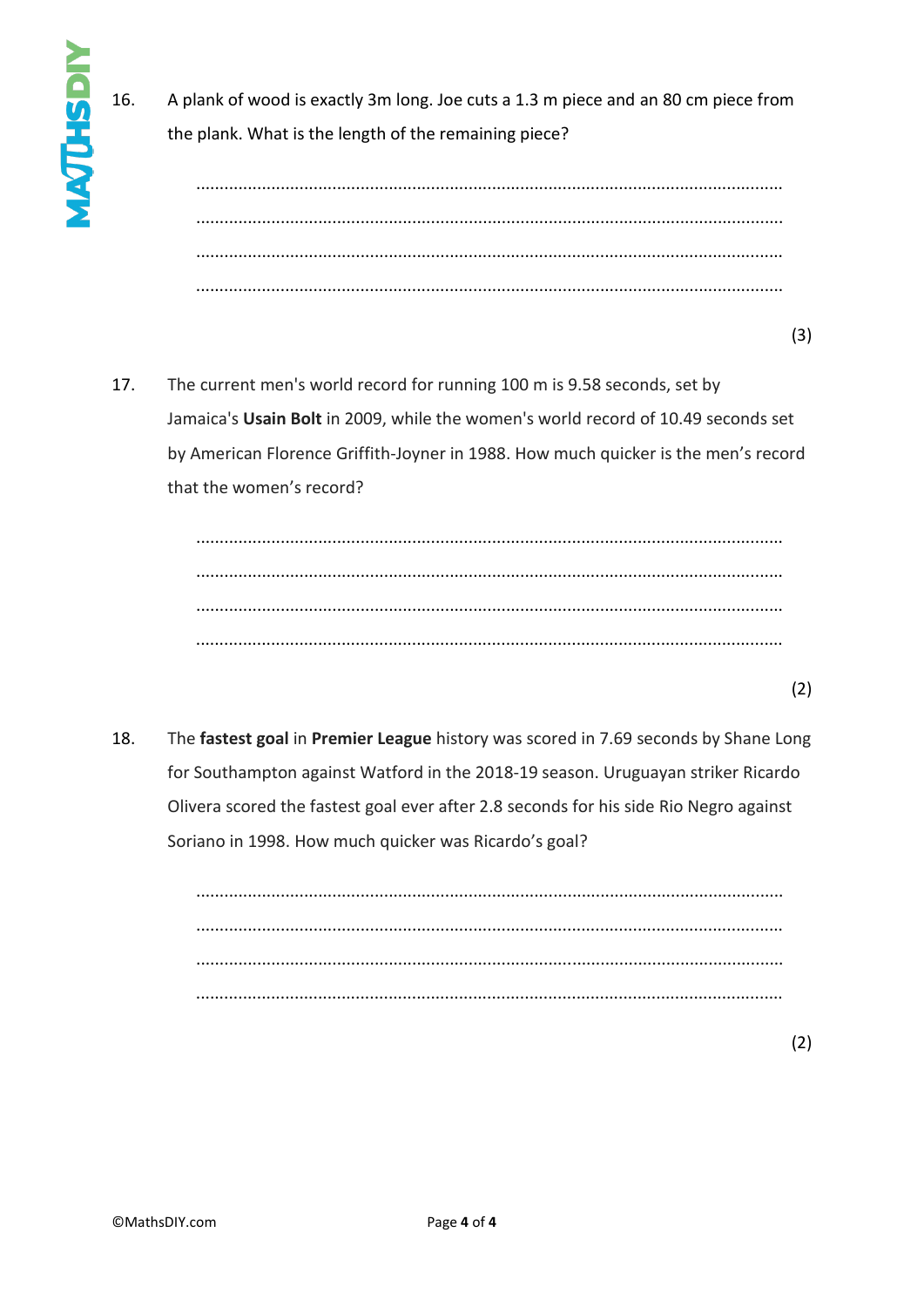16. A plank of wood is exactly 3m long. Joe cuts a 1.3 m piece and an 80 cm piece from the plank. What is the length of the remaining piece?

.......................................................................................................................

.......................................................................................................................

.......................................................................................................................

.......................................................................................................................

(3)

17. The current men's world record for running 100 m is 9.58 seconds, set by Jamaica's **Usain Bolt** in 2009, while the women's world record of 10.49 seconds set by American Florence Griffith-Joyner in 1988. How much quicker is the men's record that the women's record?

.......................................................................................................................

.......................................................................................................................

.......................................................................................................................

.......................................................................................................................

(2)

18. The **fastest goal** in **Premier League** history was scored in 7.69 seconds by Shane Long for Southampton against Watford in the 2018-19 season. Uruguayan striker Ricardo Olivera scored the fastest goal ever after 2.8 seconds for his side Rio Negro against Soriano in 1998. How much quicker was Ricardo's goal?

.......................................................................................................................

.......................................................................................................................

.......................................................................................................................

.......................................................................................................................

(2)

©MathsDIY.com